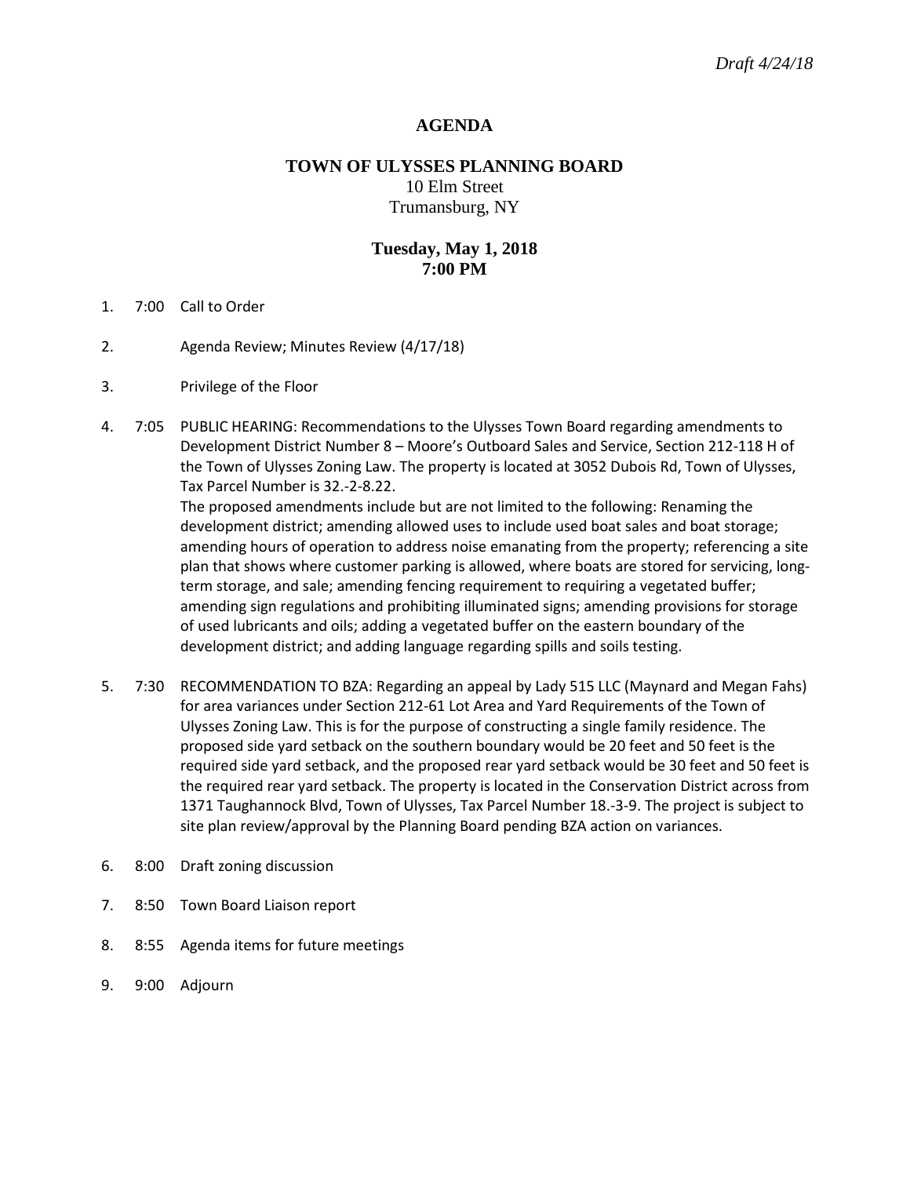*Draft 4/24/18*

# AGENDA

## TOWN OF ULYSSES PLANNING BOARD

10 Elm Street
Trumansburg, NY

**Tuesday, May 1, 2018**
**7:00 PM**

1. 7:00 Call to Order

2. Agenda Review; Minutes Review (4/17/18)

3. Privilege of the Floor

4. 7:05 PUBLIC HEARING: Recommendations to the Ulysses Town Board regarding amendments to Development District Number 8 – Moore's Outboard Sales and Service, Section 212-118 H of the Town of Ulysses Zoning Law. The property is located at 3052 Dubois Rd, Town of Ulysses, Tax Parcel Number is 32.-2-8.22.

   The proposed amendments include but are not limited to the following: Renaming the development district; amending allowed uses to include used boat sales and boat storage; amending hours of operation to address noise emanating from the property; referencing a site plan that shows where customer parking is allowed, where boats are stored for servicing, long-term storage, and sale; amending fencing requirement to requiring a vegetated buffer; amending sign regulations and prohibiting illuminated signs; amending provisions for storage of used lubricants and oils; adding a vegetated buffer on the eastern boundary of the development district; and adding language regarding spills and soils testing.

5. 7:30 RECOMMENDATION TO BZA: Regarding an appeal by Lady 515 LLC (Maynard and Megan Fahs) for area variances under Section 212-61 Lot Area and Yard Requirements of the Town of Ulysses Zoning Law. This is for the purpose of constructing a single family residence. The proposed side yard setback on the southern boundary would be 20 feet and 50 feet is the required side yard setback, and the proposed rear yard setback would be 30 feet and 50 feet is the required rear yard setback. The property is located in the Conservation District across from 1371 Taughannock Blvd, Town of Ulysses, Tax Parcel Number 18.-3-9. The project is subject to site plan review/approval by the Planning Board pending BZA action on variances.

6. 8:00 Draft zoning discussion

7. 8:50 Town Board Liaison report

8. 8:55 Agenda items for future meetings

9. 9:00 Adjourn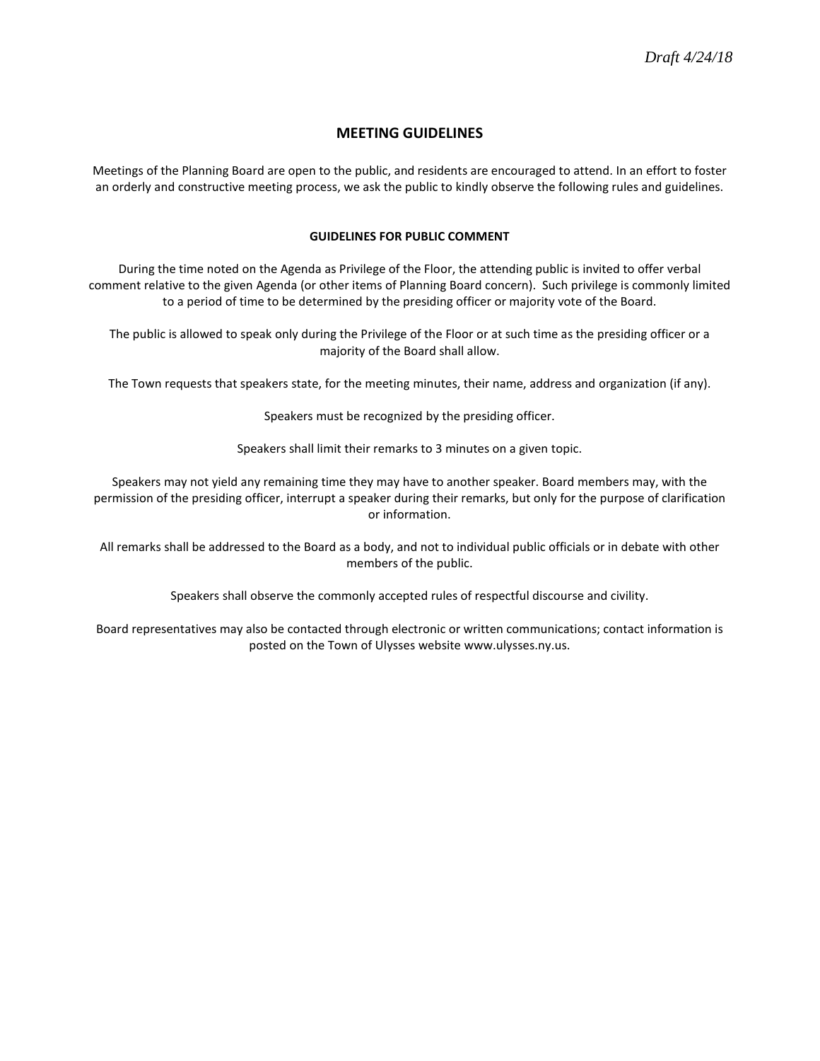*Draft 4/24/18*

## MEETING GUIDELINES

Meetings of the Planning Board are open to the public, and residents are encouraged to attend. In an effort to foster an orderly and constructive meeting process, we ask the public to kindly observe the following rules and guidelines.

### GUIDELINES FOR PUBLIC COMMENT

During the time noted on the Agenda as Privilege of the Floor, the attending public is invited to offer verbal comment relative to the given Agenda (or other items of Planning Board concern). Such privilege is commonly limited to a period of time to be determined by the presiding officer or majority vote of the Board.

The public is allowed to speak only during the Privilege of the Floor or at such time as the presiding officer or a majority of the Board shall allow.

The Town requests that speakers state, for the meeting minutes, their name, address and organization (if any).

Speakers must be recognized by the presiding officer.

Speakers shall limit their remarks to 3 minutes on a given topic.

Speakers may not yield any remaining time they may have to another speaker. Board members may, with the permission of the presiding officer, interrupt a speaker during their remarks, but only for the purpose of clarification or information.

All remarks shall be addressed to the Board as a body, and not to individual public officials or in debate with other members of the public.

Speakers shall observe the commonly accepted rules of respectful discourse and civility.

Board representatives may also be contacted through electronic or written communications; contact information is posted on the Town of Ulysses website www.ulysses.ny.us.